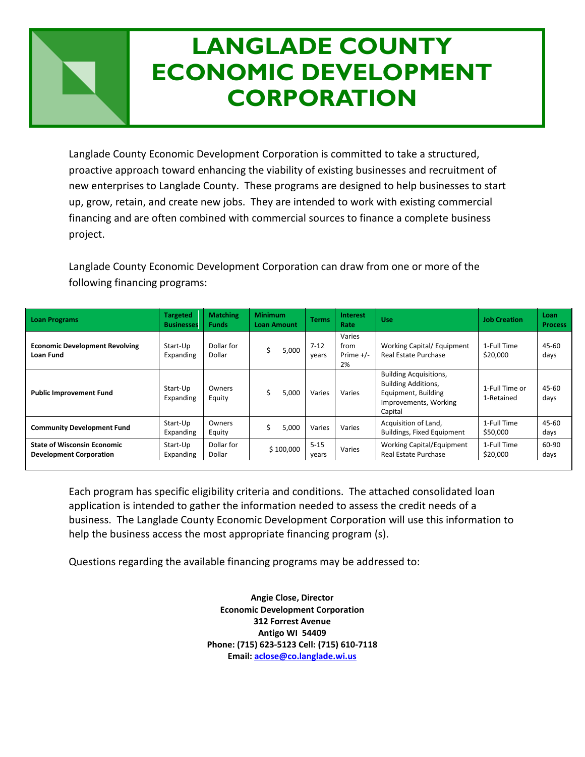# LANGLADE COUNTY ECONOMIC DEVELOPMENT CORPORATION

Langlade County Economic Development Corporation is committed to take a structured, proactive approach toward enhancing the viability of existing businesses and recruitment of new enterprises to Langlade County. These programs are designed to help businesses to start up, grow, retain, and create new jobs. They are intended to work with existing commercial financing and are often combined with commercial sources to finance a complete business project.

Langlade County Economic Development Corporation can draw from one or more of the following financing programs:

| Loan Programs | Targeted Businesses | Matching Funds | Minimum Loan Amount | Terms | Interest Rate | Use | Job Creation | Loan Process |
|---|---|---|---|---|---|---|---|---|
| **Economic Development Revolving Loan Fund** | Start-Up Expanding | Dollar for Dollar | $ 5,000 | 7-12 years | Varies from Prime +/- 2% | Working Capital/ Equipment Real Estate Purchase | 1-Full Time $20,000 | 45-60 days |
| **Public Improvement Fund** | Start-Up Expanding | Owners Equity | $ 5,000 | Varies | Varies | Building Acquisitions, Building Additions, Equipment, Building Improvements, Working Capital | 1-Full Time or 1-Retained | 45-60 days |
| **Community Development Fund** | Start-Up Expanding | Owners Equity | $ 5,000 | Varies | Varies | Acquisition of Land, Buildings, Fixed Equipment | 1-Full Time $50,000 | 45-60 days |
| **State of Wisconsin Economic Development Corporation** | Start-Up Expanding | Dollar for Dollar | $ 100,000 | 5-15 years | Varies | Working Capital/Equipment Real Estate Purchase | 1-Full Time $20,000 | 60-90 days |

Each program has specific eligibility criteria and conditions. The attached consolidated loan application is intended to gather the information needed to assess the credit needs of a business. The Langlade County Economic Development Corporation will use this information to help the business access the most appropriate financing program (s).

Questions regarding the available financing programs may be addressed to:

**Angie Close, Director**
**Economic Development Corporation**
**312 Forrest Avenue**
**Antigo WI 54409**
**Phone: (715) 623-5123 Cell: (715) 610-7118**
**Email: aclose@co.langlade.wi.us**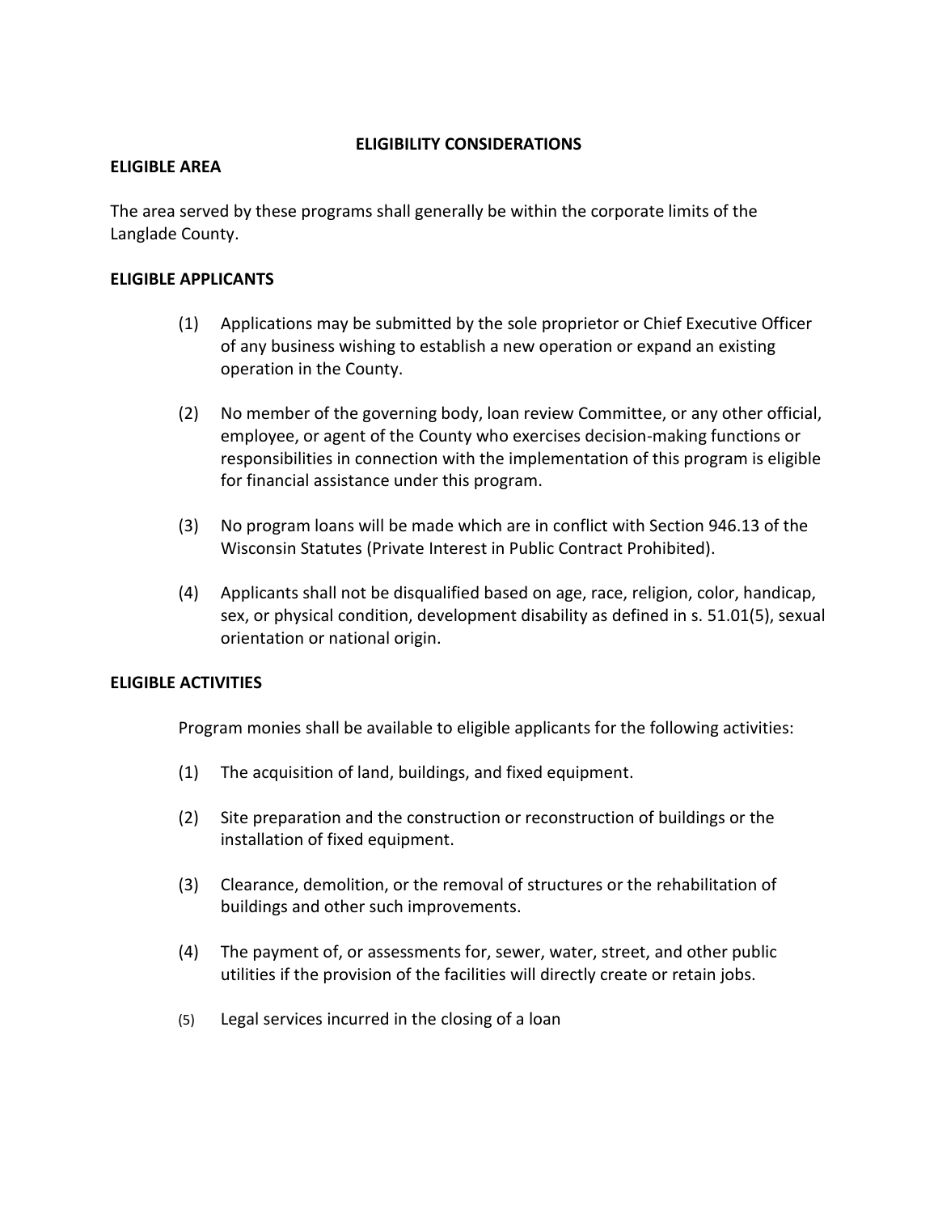## ELIGIBILITY CONSIDERATIONS

### ELIGIBLE AREA

The area served by these programs shall generally be within the corporate limits of the Langlade County.

### ELIGIBLE APPLICANTS

(1) Applications may be submitted by the sole proprietor or Chief Executive Officer of any business wishing to establish a new operation or expand an existing operation in the County.

(2) No member of the governing body, loan review Committee, or any other official, employee, or agent of the County who exercises decision-making functions or responsibilities in connection with the implementation of this program is eligible for financial assistance under this program.

(3) No program loans will be made which are in conflict with Section 946.13 of the Wisconsin Statutes (Private Interest in Public Contract Prohibited).

(4) Applicants shall not be disqualified based on age, race, religion, color, handicap, sex, or physical condition, development disability as defined in s. 51.01(5), sexual orientation or national origin.

### ELIGIBLE ACTIVITIES

Program monies shall be available to eligible applicants for the following activities:

(1) The acquisition of land, buildings, and fixed equipment.

(2) Site preparation and the construction or reconstruction of buildings or the installation of fixed equipment.

(3) Clearance, demolition, or the removal of structures or the rehabilitation of buildings and other such improvements.

(4) The payment of, or assessments for, sewer, water, street, and other public utilities if the provision of the facilities will directly create or retain jobs.

(5) Legal services incurred in the closing of a loan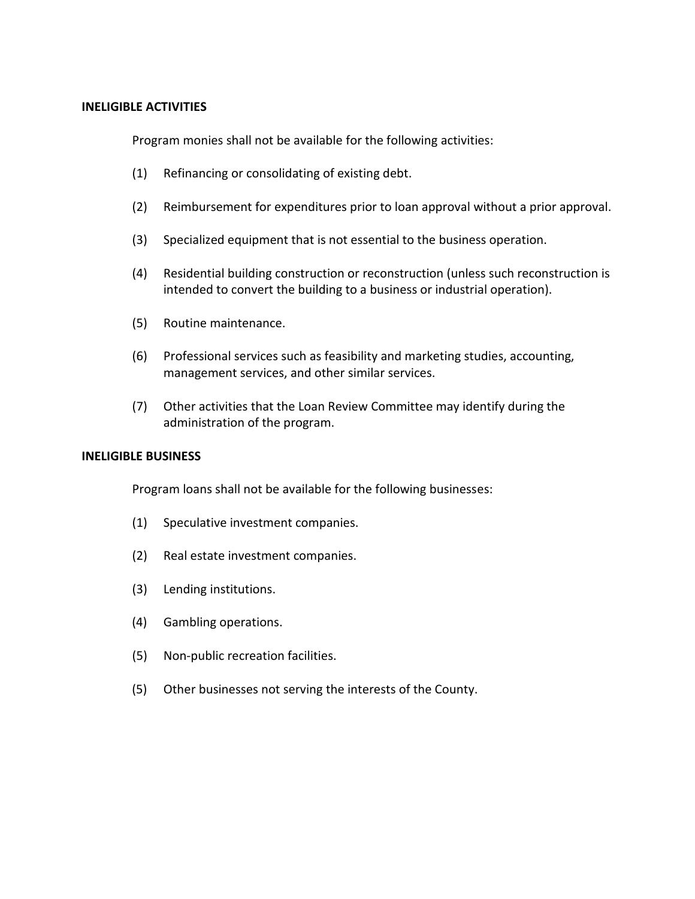## INELIGIBLE ACTIVITIES

Program monies shall not be available for the following activities:

(1) Refinancing or consolidating of existing debt.

(2) Reimbursement for expenditures prior to loan approval without a prior approval.

(3) Specialized equipment that is not essential to the business operation.

(4) Residential building construction or reconstruction (unless such reconstruction is intended to convert the building to a business or industrial operation).

(5) Routine maintenance.

(6) Professional services such as feasibility and marketing studies, accounting, management services, and other similar services.

(7) Other activities that the Loan Review Committee may identify during the administration of the program.

## INELIGIBLE BUSINESS

Program loans shall not be available for the following businesses:

(1) Speculative investment companies.

(2) Real estate investment companies.

(3) Lending institutions.

(4) Gambling operations.

(5) Non-public recreation facilities.

(5) Other businesses not serving the interests of the County.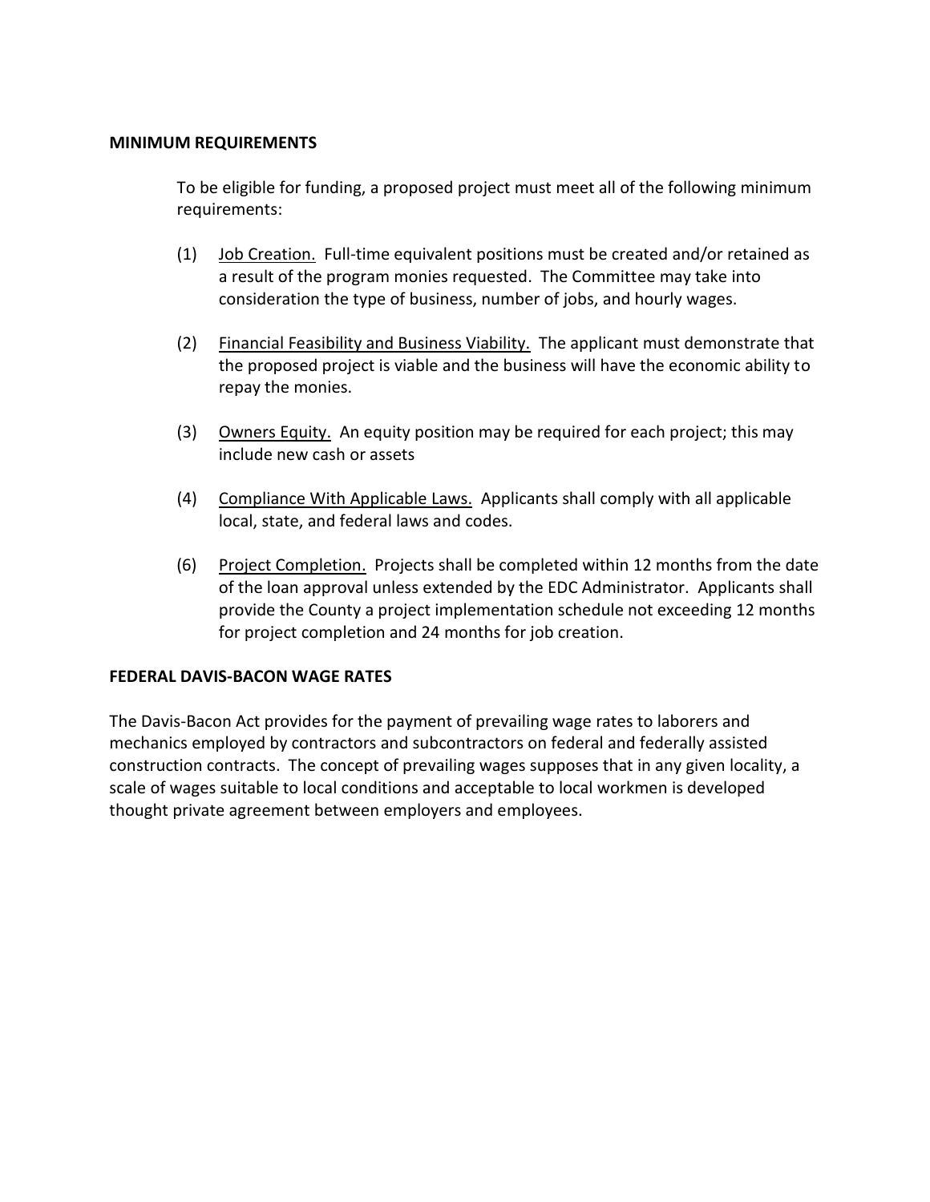**MINIMUM REQUIREMENTS**

To be eligible for funding, a proposed project must meet all of the following minimum requirements:

(1) Job Creation. Full-time equivalent positions must be created and/or retained as a result of the program monies requested. The Committee may take into consideration the type of business, number of jobs, and hourly wages.

(2) Financial Feasibility and Business Viability. The applicant must demonstrate that the proposed project is viable and the business will have the economic ability to repay the monies.

(3) Owners Equity. An equity position may be required for each project; this may include new cash or assets

(4) Compliance With Applicable Laws. Applicants shall comply with all applicable local, state, and federal laws and codes.

(6) Project Completion. Projects shall be completed within 12 months from the date of the loan approval unless extended by the EDC Administrator. Applicants shall provide the County a project implementation schedule not exceeding 12 months for project completion and 24 months for job creation.

**FEDERAL DAVIS-BACON WAGE RATES**

The Davis-Bacon Act provides for the payment of prevailing wage rates to laborers and mechanics employed by contractors and subcontractors on federal and federally assisted construction contracts. The concept of prevailing wages supposes that in any given locality, a scale of wages suitable to local conditions and acceptable to local workmen is developed thought private agreement between employers and employees.